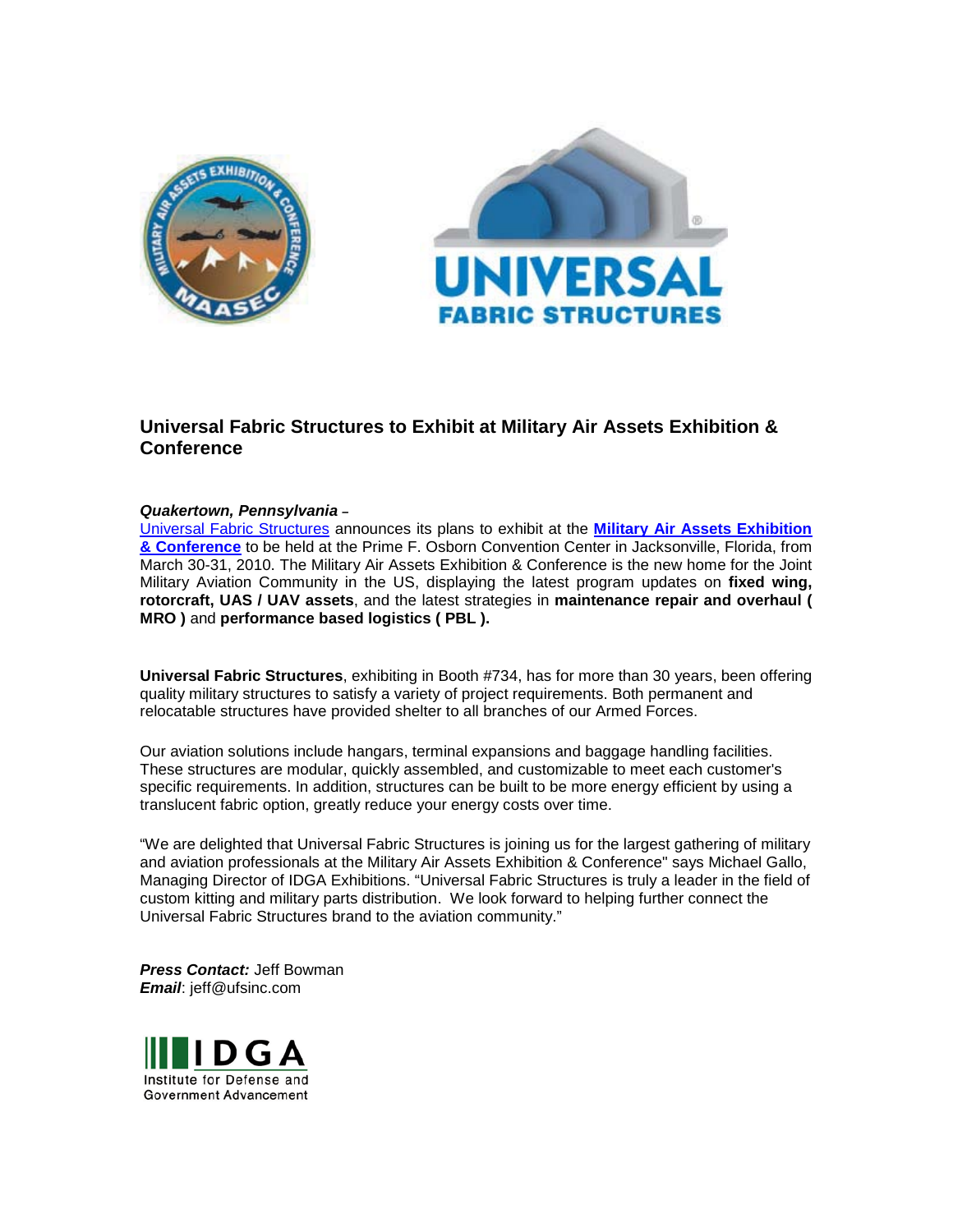## Universal Fabric Structures to Exhibit at Military Air Assets Exhibition & Conference

***Quakertown, Pennsylvania*** –
Universal Fabric Structures announces its plans to exhibit at the **Military Air Assets Exhibition & Conference** to be held at the Prime F. Osborn Convention Center in Jacksonville, Florida, from March 30-31, 2010. The Military Air Assets Exhibition & Conference is the new home for the Joint Military Aviation Community in the US, displaying the latest program updates on **fixed wing, rotorcraft, UAS / UAV assets**, and the latest strategies in **maintenance repair and overhaul ( MRO )** and **performance based logistics ( PBL ).**

**Universal Fabric Structures**, exhibiting in Booth #734, has for more than 30 years, been offering quality military structures to satisfy a variety of project requirements. Both permanent and relocatable structures have provided shelter to all branches of our Armed Forces.

Our aviation solutions include hangars, terminal expansions and baggage handling facilities. These structures are modular, quickly assembled, and customizable to meet each customer's specific requirements. In addition, structures can be built to be more energy efficient by using a translucent fabric option, greatly reduce your energy costs over time.

"We are delighted that Universal Fabric Structures is joining us for the largest gathering of military and aviation professionals at the Military Air Assets Exhibition & Conference" says Michael Gallo, Managing Director of IDGA Exhibitions. "Universal Fabric Structures is truly a leader in the field of custom kitting and military parts distribution. We look forward to helping further connect the Universal Fabric Structures brand to the aviation community."

***Press Contact:*** Jeff Bowman
***Email***: jeff@ufsinc.com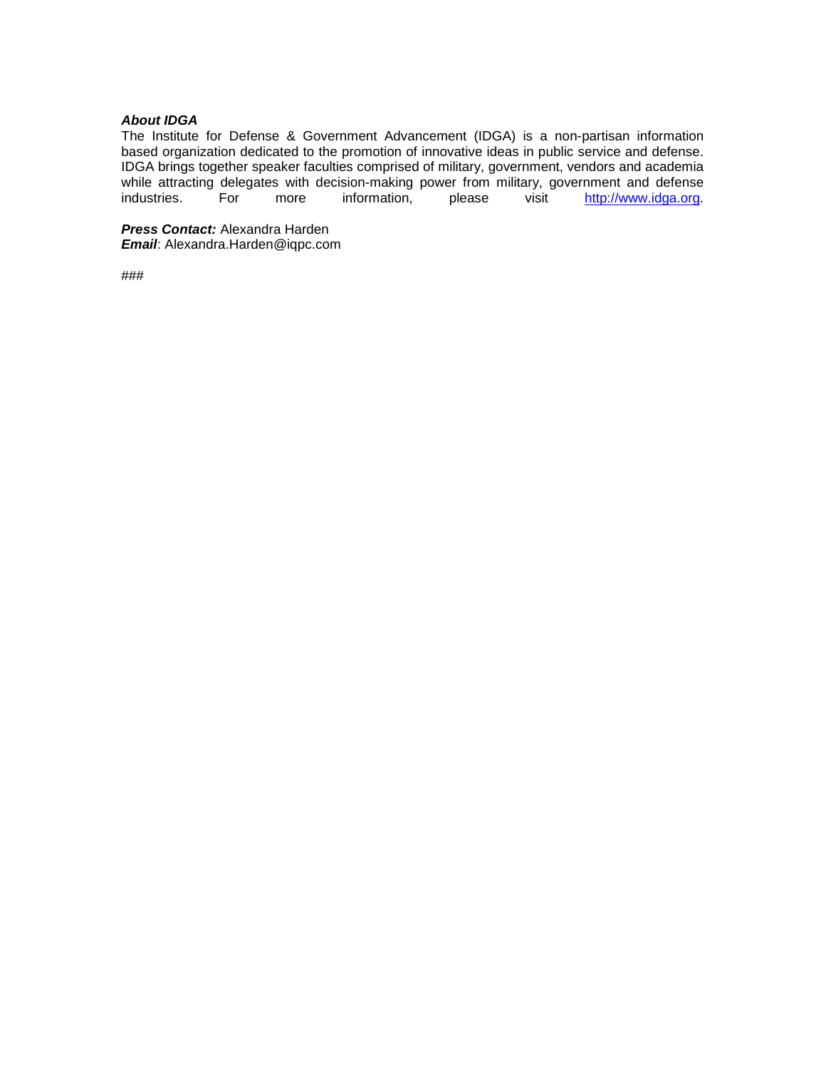***About IDGA***
The Institute for Defense & Government Advancement (IDGA) is a non-partisan information based organization dedicated to the promotion of innovative ideas in public service and defense. IDGA brings together speaker faculties comprised of military, government, vendors and academia while attracting delegates with decision-making power from military, government and defense industries. For more information, please visit http://www.idga.org.

***Press Contact:*** Alexandra Harden
***Email***: Alexandra.Harden@iqpc.com

###